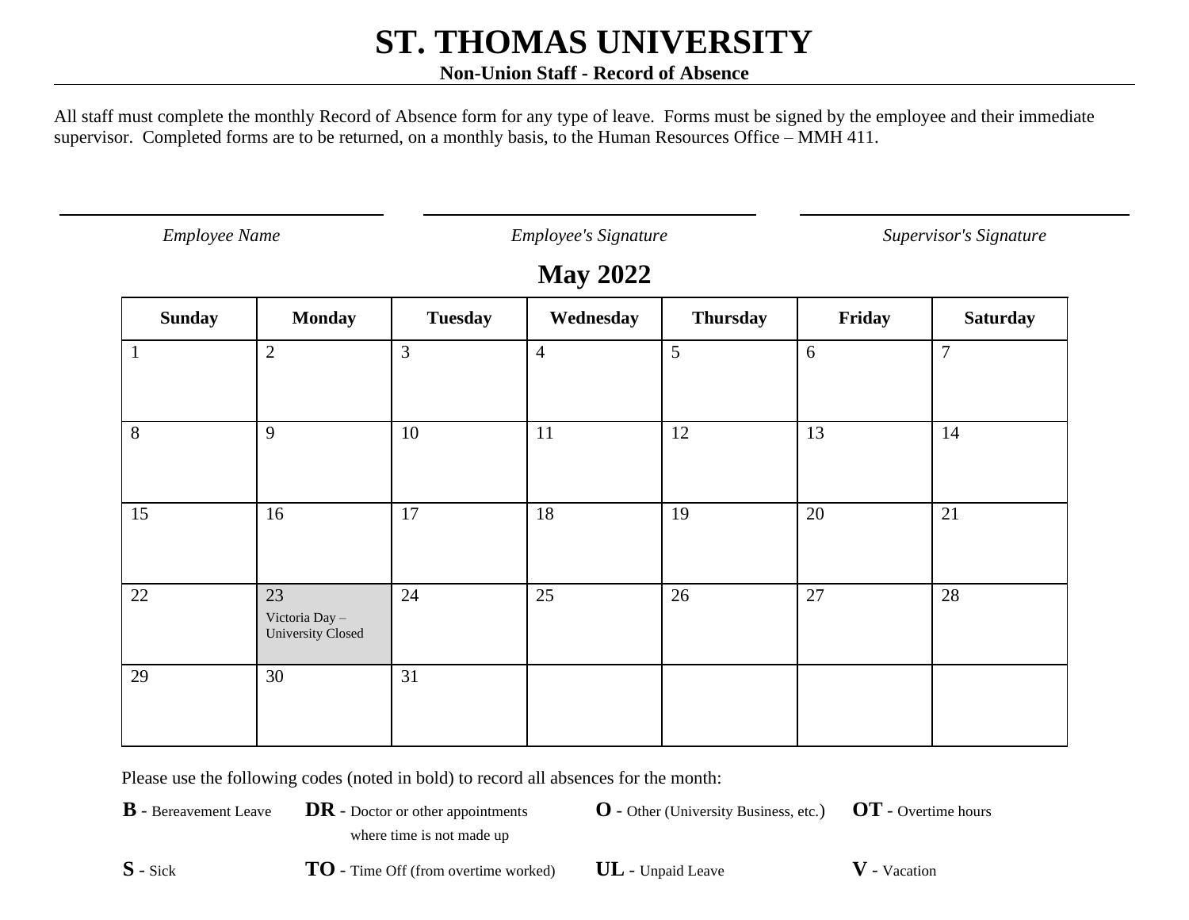# ST. THOMAS UNIVERSITY

**Non-Union Staff - Record of Absence**

All staff must complete the monthly Record of Absence form for any type of leave. Forms must be signed by the employee and their immediate supervisor. Completed forms are to be returned, on a monthly basis, to the Human Resources Office – MMH 411.

| _______________ | _______________ | _______________ |
|---|---|---|
| *Employee Name* | *Employee's Signature* | *Supervisor's Signature* |

## May 2022

| Sunday | Monday | Tuesday | Wednesday | Thursday | Friday | Saturday |
|---|---|---|---|---|---|---|
| 1 | 2 | 3 | 4 | 5 | 6 | 7 |
| 8 | 9 | 10 | 11 | 12 | 13 | 14 |
| 15 | 16 | 17 | 18 | 19 | 20 | 21 |
| 22 | 23 Victoria Day – University Closed | 24 | 25 | 26 | 27 | 28 |
| 29 | 30 | 31 | | | | |

Please use the following codes (noted in bold) to record all absences for the month:

**B** - Bereavement Leave

**DR** - Doctor or other appointments where time is not made up

**O** - Other (University Business, etc.)

**OT** - Overtime hours

**S** - Sick

**TO** - Time Off (from overtime worked)

**UL** - Unpaid Leave

**V** - Vacation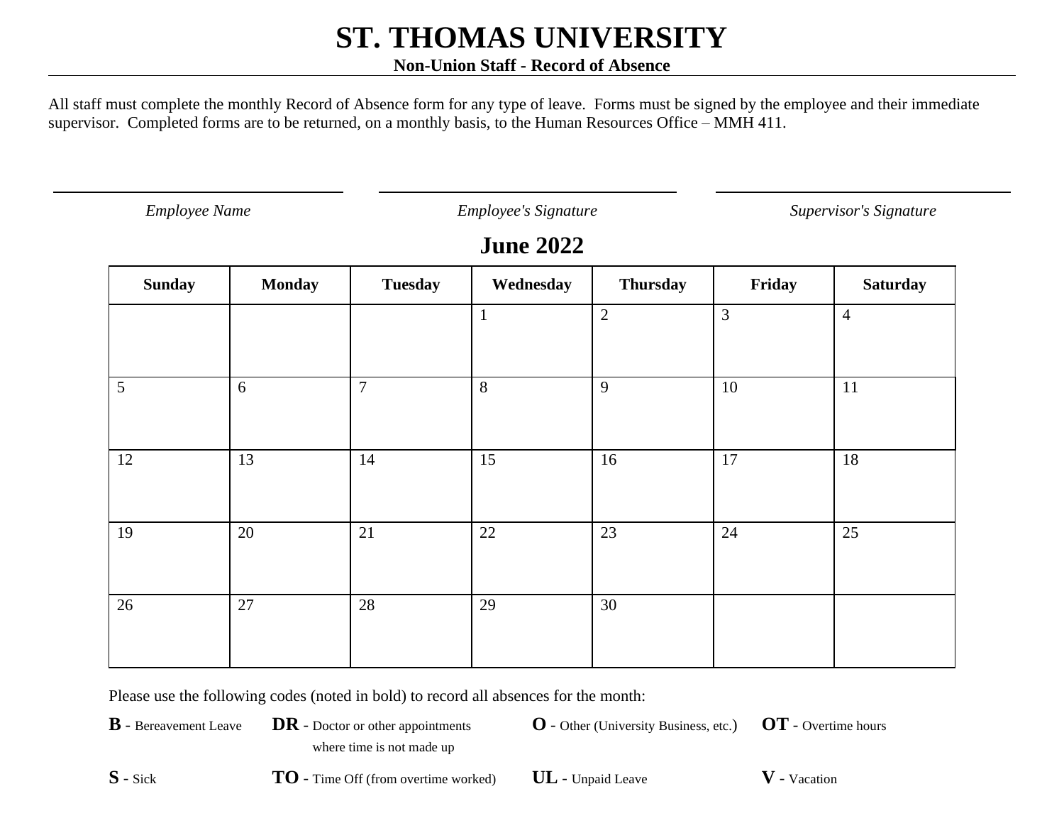# ST. THOMAS UNIVERSITY

**Non-Union Staff - Record of Absence**

All staff must complete the monthly Record of Absence form for any type of leave. Forms must be signed by the employee and their immediate supervisor. Completed forms are to be returned, on a monthly basis, to the Human Resources Office – MMH 411.

| *Employee Name* | *Employee's Signature* | *Supervisor's Signature* |
|---|---|---|
| | | |

## June 2022

| Sunday | Monday | Tuesday | Wednesday | Thursday | Friday | Saturday |
|---|---|---|---|---|---|---|
| | | | 1 | 2 | 3 | 4 |
| 5 | 6 | 7 | 8 | 9 | 10 | 11 |
| 12 | 13 | 14 | 15 | 16 | 17 | 18 |
| 19 | 20 | 21 | 22 | 23 | 24 | 25 |
| 26 | 27 | 28 | 29 | 30 | | |

Please use the following codes (noted in bold) to record all absences for the month:

**B** - Bereavement Leave

**DR** - Doctor or other appointments where time is not made up

**O** - Other (University Business, etc.)

**OT** - Overtime hours

**S** - Sick

**TO** - Time Off (from overtime worked)

**UL** - Unpaid Leave

**V** - Vacation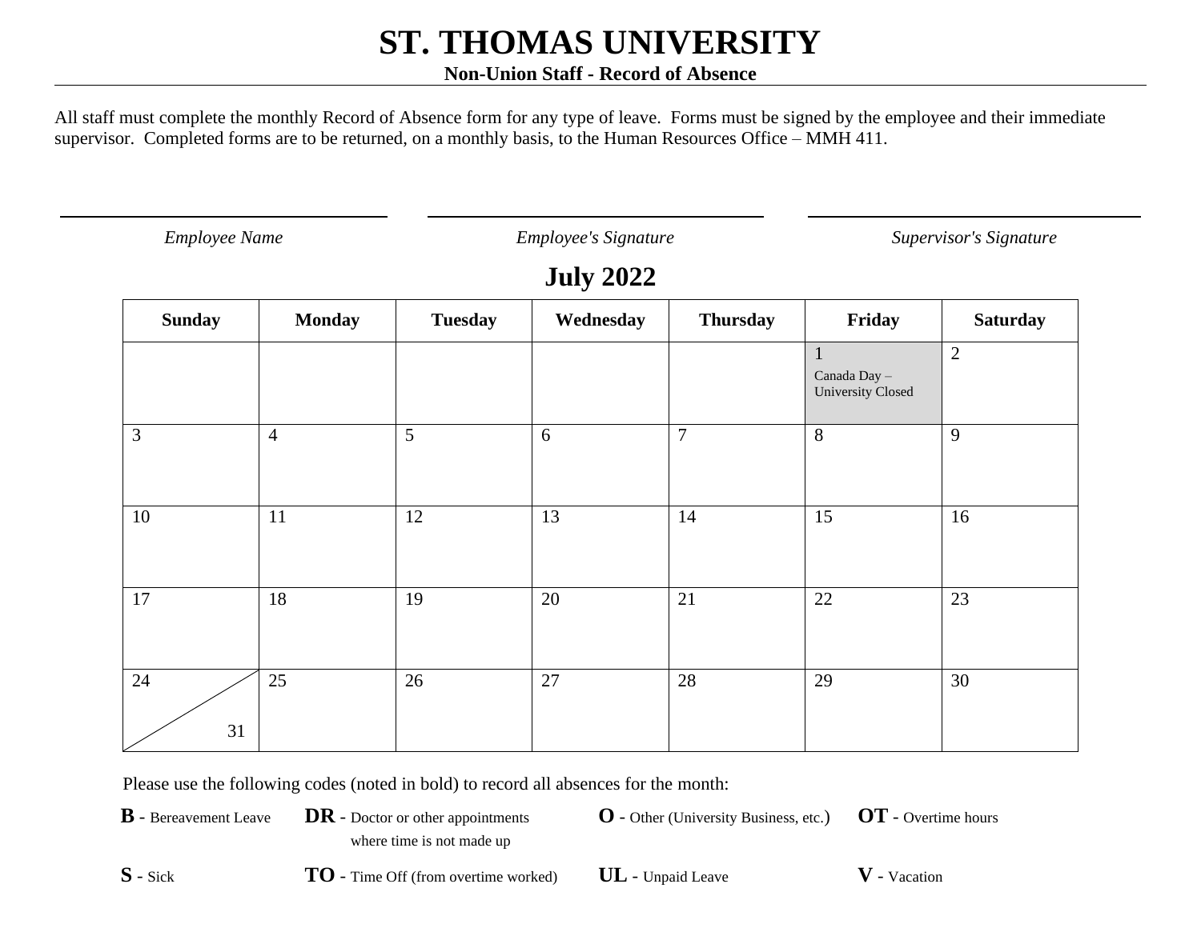# ST. THOMAS UNIVERSITY

**Non-Union Staff - Record of Absence**

All staff must complete the monthly Record of Absence form for any type of leave. Forms must be signed by the employee and their immediate supervisor. Completed forms are to be returned, on a monthly basis, to the Human Resources Office – MMH 411.

| *Employee Name* | *Employee's Signature* | *Supervisor's Signature* |
|---|---|---|
| | | |

## July 2022

| Sunday | Monday | Tuesday | Wednesday | Thursday | Friday | Saturday |
|---|---|---|---|---|---|---|
| | | | | | 1 Canada Day – University Closed | 2 |
| 3 | 4 | 5 | 6 | 7 | 8 | 9 |
| 10 | 11 | 12 | 13 | 14 | 15 | 16 |
| 17 | 18 | 19 | 20 | 21 | 22 | 23 |
| 24 / 31 | 25 | 26 | 27 | 28 | 29 | 30 |

Please use the following codes (noted in bold) to record all absences for the month:

**B** - Bereavement Leave

**DR** - Doctor or other appointments where time is not made up

**O** - Other (University Business, etc.)

**OT** - Overtime hours

**S** - Sick

**TO** - Time Off (from overtime worked)

**UL** - Unpaid Leave

**V** - Vacation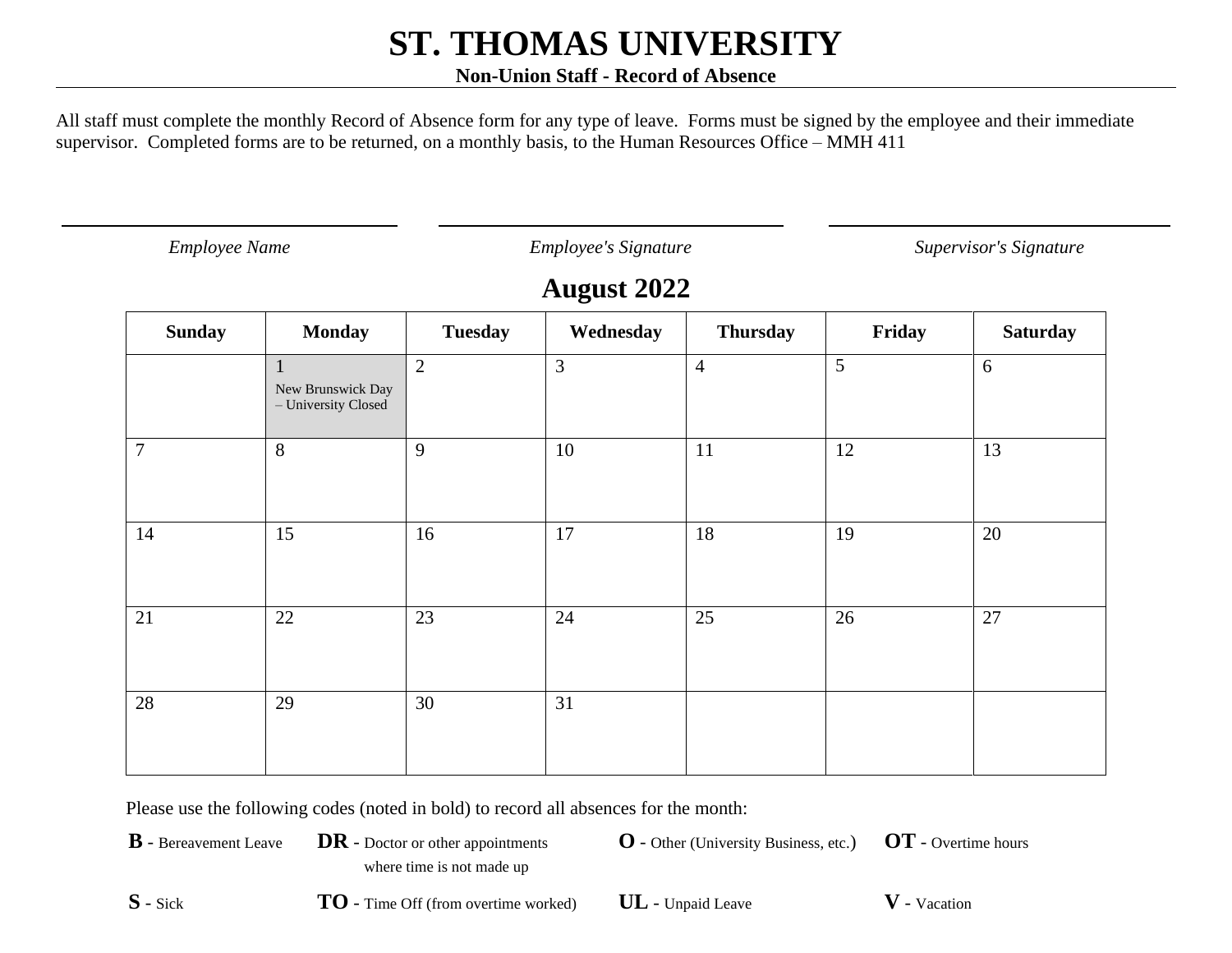# ST. THOMAS UNIVERSITY

**Non-Union Staff - Record of Absence**

All staff must complete the monthly Record of Absence form for any type of leave. Forms must be signed by the employee and their immediate supervisor. Completed forms are to be returned, on a monthly basis, to the Human Resources Office – MMH 411

| *Employee Name* | *Employee's Signature* | *Supervisor's Signature* |
|---|---|---|
| | | |

## August 2022

| Sunday | Monday | Tuesday | Wednesday | Thursday | Friday | Saturday |
|---|---|---|---|---|---|---|
| | 1 New Brunswick Day – University Closed | 2 | 3 | 4 | 5 | 6 |
| 7 | 8 | 9 | 10 | 11 | 12 | 13 |
| 14 | 15 | 16 | 17 | 18 | 19 | 20 |
| 21 | 22 | 23 | 24 | 25 | 26 | 27 |
| 28 | 29 | 30 | 31 | | | |

Please use the following codes (noted in bold) to record all absences for the month:

**B** - Bereavement Leave

**DR** - Doctor or other appointments where time is not made up

**O** - Other (University Business, etc.)

**OT** - Overtime hours

**S** - Sick

**TO** - Time Off (from overtime worked)

**UL** - Unpaid Leave

**V** - Vacation